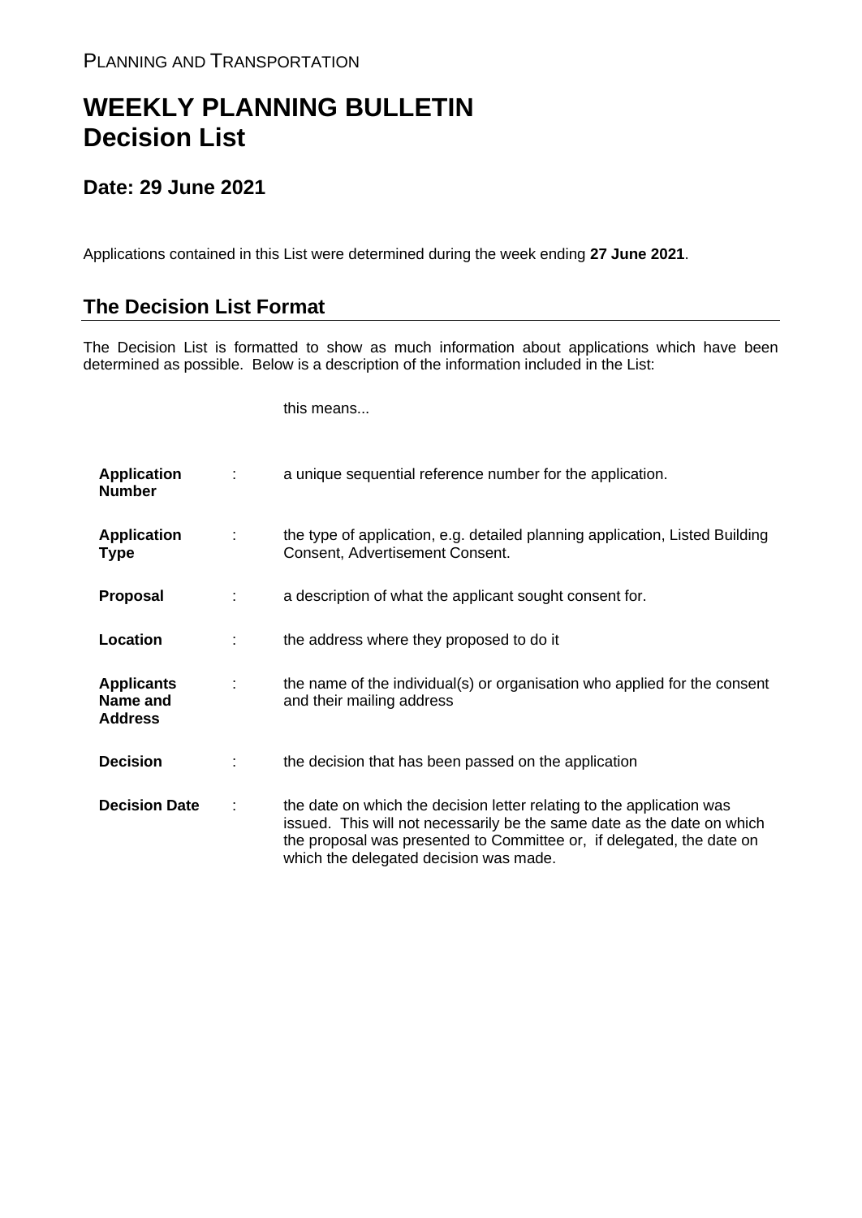PLANNING AND TRANSPORTATION

# WEEKLY PLANNING BULLETIN
# Decision List

## Date: 29 June 2021

Applications contained in this List were determined during the week ending **27 June 2021**.

## The Decision List Format

The Decision List is formatted to show as much information about applications which have been determined as possible. Below is a description of the information included in the List:

| | | this means... |
|---|---|---|
| **Application Number** | : | a unique sequential reference number for the application. |
| **Application Type** | : | the type of application, e.g. detailed planning application, Listed Building Consent, Advertisement Consent. |
| **Proposal** | : | a description of what the applicant sought consent for. |
| **Location** | : | the address where they proposed to do it |
| **Applicants Name and Address** | : | the name of the individual(s) or organisation who applied for the consent and their mailing address |
| **Decision** | : | the decision that has been passed on the application |
| **Decision Date** | : | the date on which the decision letter relating to the application was issued. This will not necessarily be the same date as the date on which the proposal was presented to Committee or, if delegated, the date on which the delegated decision was made. |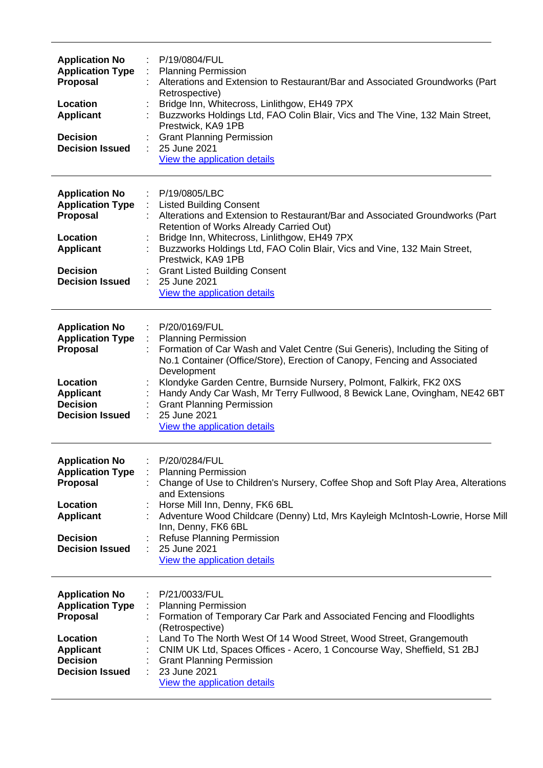---

| | | |
|---|---|---|
| **Application No** | : | P/19/0804/FUL |
| **Application Type** | : | Planning Permission |
| **Proposal** | : | Alterations and Extension to Restaurant/Bar and Associated Groundworks (Part Retrospective) |
| **Location** | : | Bridge Inn, Whitecross, Linlithgow, EH49 7PX |
| **Applicant** | : | Buzzworks Holdings Ltd, FAO Colin Blair, Vics and The Vine, 132 Main Street, Prestwick, KA9 1PB |
| **Decision** | : | Grant Planning Permission |
| **Decision Issued** | : | 25 June 2021 |
| | | View the application details |

---

| | | |
|---|---|---|
| **Application No** | : | P/19/0805/LBC |
| **Application Type** | : | Listed Building Consent |
| **Proposal** | : | Alterations and Extension to Restaurant/Bar and Associated Groundworks (Part Retention of Works Already Carried Out) |
| **Location** | : | Bridge Inn, Whitecross, Linlithgow, EH49 7PX |
| **Applicant** | : | Buzzworks Holdings Ltd, FAO Colin Blair, Vics and Vine, 132 Main Street, Prestwick, KA9 1PB |
| **Decision** | : | Grant Listed Building Consent |
| **Decision Issued** | : | 25 June 2021 |
| | | View the application details |

---

| | | |
|---|---|---|
| **Application No** | : | P/20/0169/FUL |
| **Application Type** | : | Planning Permission |
| **Proposal** | : | Formation of Car Wash and Valet Centre (Sui Generis), Including the Siting of No.1 Container (Office/Store), Erection of Canopy, Fencing and Associated Development |
| **Location** | : | Klondyke Garden Centre, Burnside Nursery, Polmont, Falkirk, FK2 0XS |
| **Applicant** | : | Handy Andy Car Wash, Mr Terry Fullwood, 8 Bewick Lane, Ovingham, NE42 6BT |
| **Decision** | : | Grant Planning Permission |
| **Decision Issued** | : | 25 June 2021 |
| | | View the application details |

---

| | | |
|---|---|---|
| **Application No** | : | P/20/0284/FUL |
| **Application Type** | : | Planning Permission |
| **Proposal** | : | Change of Use to Children's Nursery, Coffee Shop and Soft Play Area, Alterations and Extensions |
| **Location** | : | Horse Mill Inn, Denny, FK6 6BL |
| **Applicant** | : | Adventure Wood Childcare (Denny) Ltd, Mrs Kayleigh McIntosh-Lowrie, Horse Mill Inn, Denny, FK6 6BL |
| **Decision** | : | Refuse Planning Permission |
| **Decision Issued** | : | 25 June 2021 |
| | | View the application details |

---

| | | |
|---|---|---|
| **Application No** | : | P/21/0033/FUL |
| **Application Type** | : | Planning Permission |
| **Proposal** | : | Formation of Temporary Car Park and Associated Fencing and Floodlights (Retrospective) |
| **Location** | : | Land To The North West Of 14 Wood Street, Wood Street, Grangemouth |
| **Applicant** | : | CNIM UK Ltd, Spaces Offices - Acero, 1 Concourse Way, Sheffield, S1 2BJ |
| **Decision** | : | Grant Planning Permission |
| **Decision Issued** | : | 23 June 2021 |
| | | View the application details |

---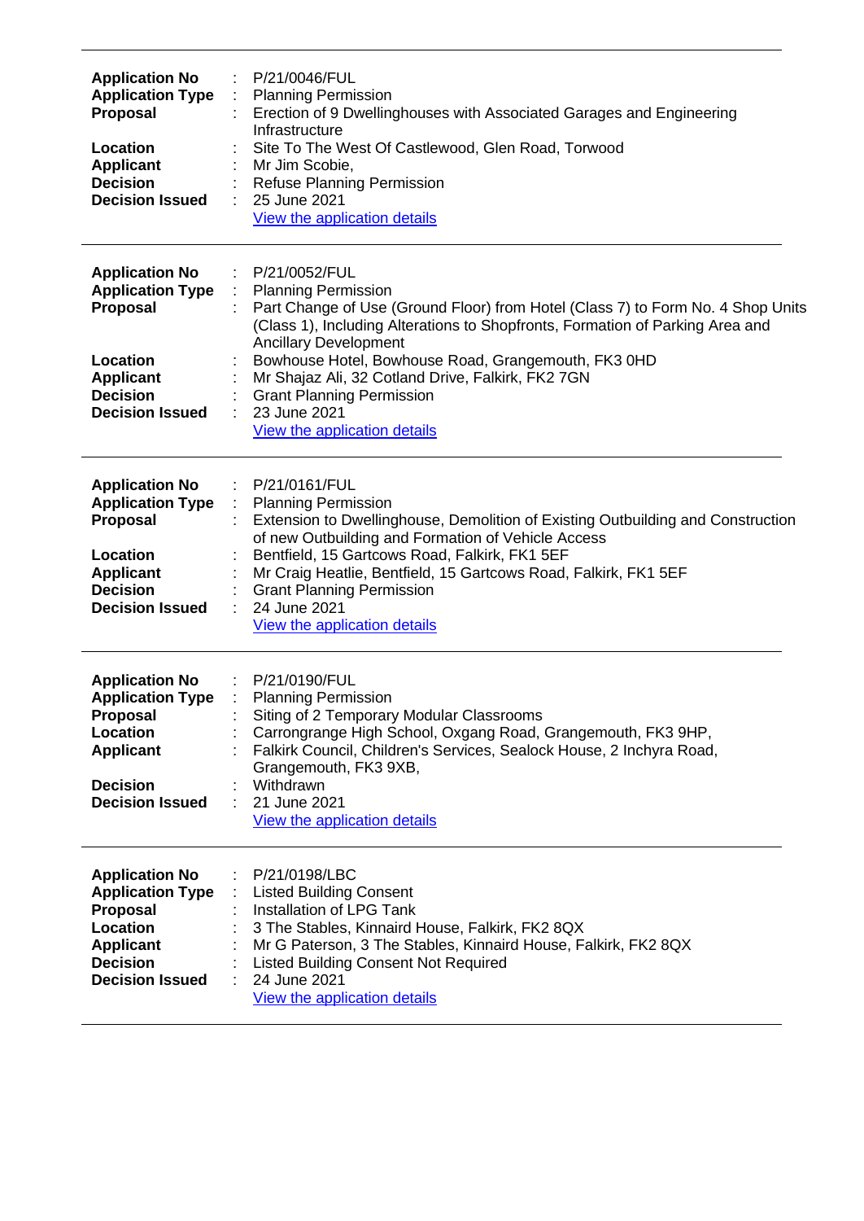| | | |
|---|---|---|
| **Application No** | : | P/21/0046/FUL |
| **Application Type** | : | Planning Permission |
| **Proposal** | : | Erection of 9 Dwellinghouses with Associated Garages and Engineering Infrastructure |
| **Location** | : | Site To The West Of Castlewood, Glen Road, Torwood |
| **Applicant** | : | Mr Jim Scobie, |
| **Decision** | : | Refuse Planning Permission |
| **Decision Issued** | : | 25 June 2021 |
| | | View the application details |

---

| | | |
|---|---|---|
| **Application No** | : | P/21/0052/FUL |
| **Application Type** | : | Planning Permission |
| **Proposal** | : | Part Change of Use (Ground Floor) from Hotel (Class 7) to Form No. 4 Shop Units (Class 1), Including Alterations to Shopfronts, Formation of Parking Area and Ancillary Development |
| **Location** | : | Bowhouse Hotel, Bowhouse Road, Grangemouth, FK3 0HD |
| **Applicant** | : | Mr Shajaz Ali, 32 Cotland Drive, Falkirk, FK2 7GN |
| **Decision** | : | Grant Planning Permission |
| **Decision Issued** | : | 23 June 2021 |
| | | View the application details |

---

| | | |
|---|---|---|
| **Application No** | : | P/21/0161/FUL |
| **Application Type** | : | Planning Permission |
| **Proposal** | : | Extension to Dwellinghouse, Demolition of Existing Outbuilding and Construction of new Outbuilding and Formation of Vehicle Access |
| **Location** | : | Bentfield, 15 Gartcows Road, Falkirk, FK1 5EF |
| **Applicant** | : | Mr Craig Heatlie, Bentfield, 15 Gartcows Road, Falkirk, FK1 5EF |
| **Decision** | : | Grant Planning Permission |
| **Decision Issued** | : | 24 June 2021 |
| | | View the application details |

---

| | | |
|---|---|---|
| **Application No** | : | P/21/0190/FUL |
| **Application Type** | : | Planning Permission |
| **Proposal** | : | Siting of 2 Temporary Modular Classrooms |
| **Location** | : | Carrongrange High School, Oxgang Road, Grangemouth, FK3 9HP, |
| **Applicant** | : | Falkirk Council, Children's Services, Sealock House, 2 Inchyra Road, Grangemouth, FK3 9XB, |
| **Decision** | : | Withdrawn |
| **Decision Issued** | : | 21 June 2021 |
| | | View the application details |

---

| | | |
|---|---|---|
| **Application No** | : | P/21/0198/LBC |
| **Application Type** | : | Listed Building Consent |
| **Proposal** | : | Installation of LPG Tank |
| **Location** | : | 3 The Stables, Kinnaird House, Falkirk, FK2 8QX |
| **Applicant** | : | Mr G Paterson, 3 The Stables, Kinnaird House, Falkirk, FK2 8QX |
| **Decision** | : | Listed Building Consent Not Required |
| **Decision Issued** | : | 24 June 2021 |
| | | View the application details |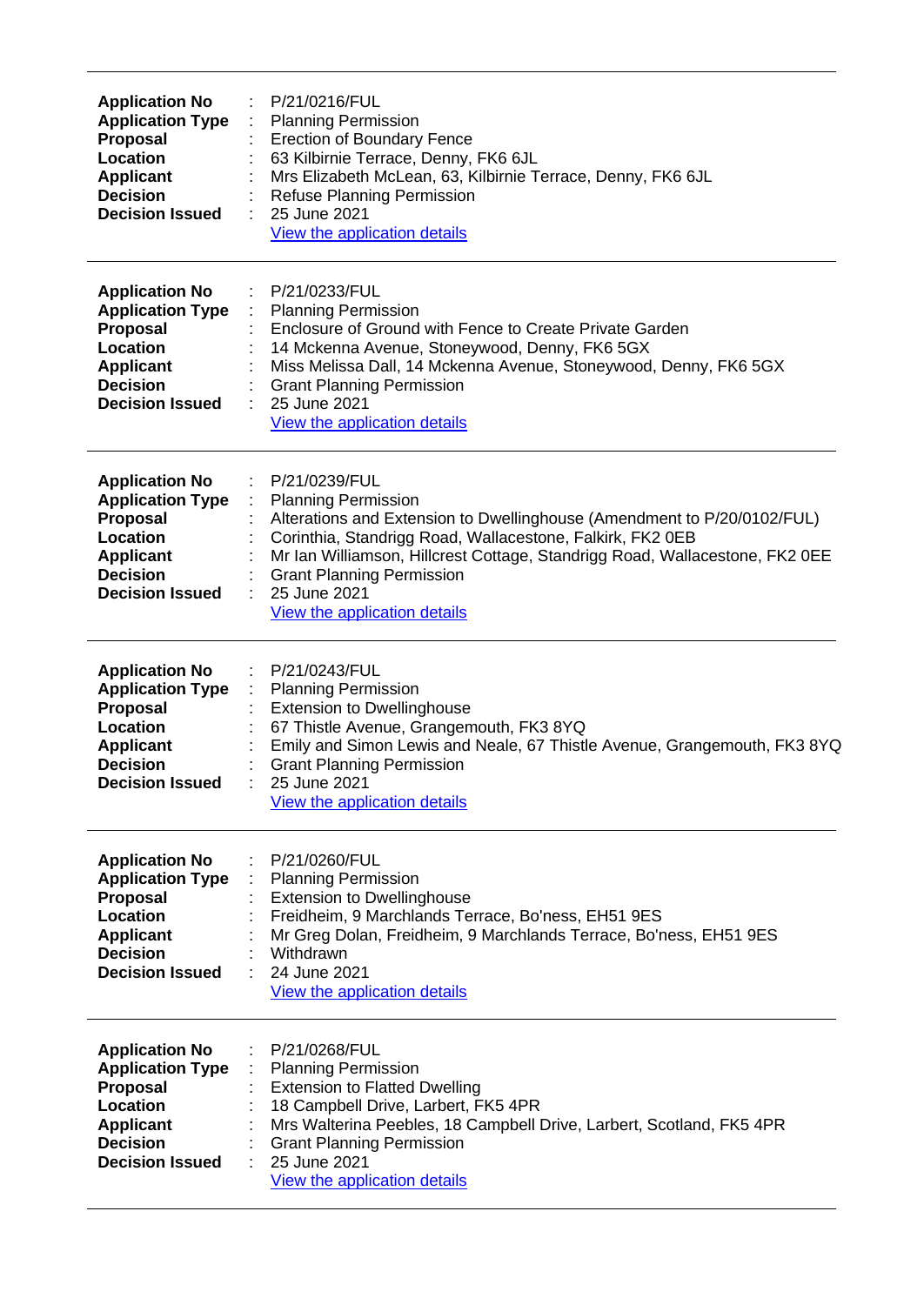---

**Application No** : P/21/0216/FUL
**Application Type** : Planning Permission
**Proposal** : Erection of Boundary Fence
**Location** : 63 Kilbirnie Terrace, Denny, FK6 6JL
**Applicant** : Mrs Elizabeth McLean, 63, Kilbirnie Terrace, Denny, FK6 6JL
**Decision** : Refuse Planning Permission
**Decision Issued** : 25 June 2021
[View the application details]()

---

**Application No** : P/21/0233/FUL
**Application Type** : Planning Permission
**Proposal** : Enclosure of Ground with Fence to Create Private Garden
**Location** : 14 Mckenna Avenue, Stoneywood, Denny, FK6 5GX
**Applicant** : Miss Melissa Dall, 14 Mckenna Avenue, Stoneywood, Denny, FK6 5GX
**Decision** : Grant Planning Permission
**Decision Issued** : 25 June 2021
[View the application details]()

---

**Application No** : P/21/0239/FUL
**Application Type** : Planning Permission
**Proposal** : Alterations and Extension to Dwellinghouse (Amendment to P/20/0102/FUL)
**Location** : Corinthia, Standrigg Road, Wallacestone, Falkirk, FK2 0EB
**Applicant** : Mr Ian Williamson, Hillcrest Cottage, Standrigg Road, Wallacestone, FK2 0EE
**Decision** : Grant Planning Permission
**Decision Issued** : 25 June 2021
[View the application details]()

---

**Application No** : P/21/0243/FUL
**Application Type** : Planning Permission
**Proposal** : Extension to Dwellinghouse
**Location** : 67 Thistle Avenue, Grangemouth, FK3 8YQ
**Applicant** : Emily and Simon Lewis and Neale, 67 Thistle Avenue, Grangemouth, FK3 8YQ
**Decision** : Grant Planning Permission
**Decision Issued** : 25 June 2021
[View the application details]()

---

**Application No** : P/21/0260/FUL
**Application Type** : Planning Permission
**Proposal** : Extension to Dwellinghouse
**Location** : Freidheim, 9 Marchlands Terrace, Bo'ness, EH51 9ES
**Applicant** : Mr Greg Dolan, Freidheim, 9 Marchlands Terrace, Bo'ness, EH51 9ES
**Decision** : Withdrawn
**Decision Issued** : 24 June 2021
[View the application details]()

---

**Application No** : P/21/0268/FUL
**Application Type** : Planning Permission
**Proposal** : Extension to Flatted Dwelling
**Location** : 18 Campbell Drive, Larbert, FK5 4PR
**Applicant** : Mrs Walterina Peebles, 18 Campbell Drive, Larbert, Scotland, FK5 4PR
**Decision** : Grant Planning Permission
**Decision Issued** : 25 June 2021
[View the application details]()

---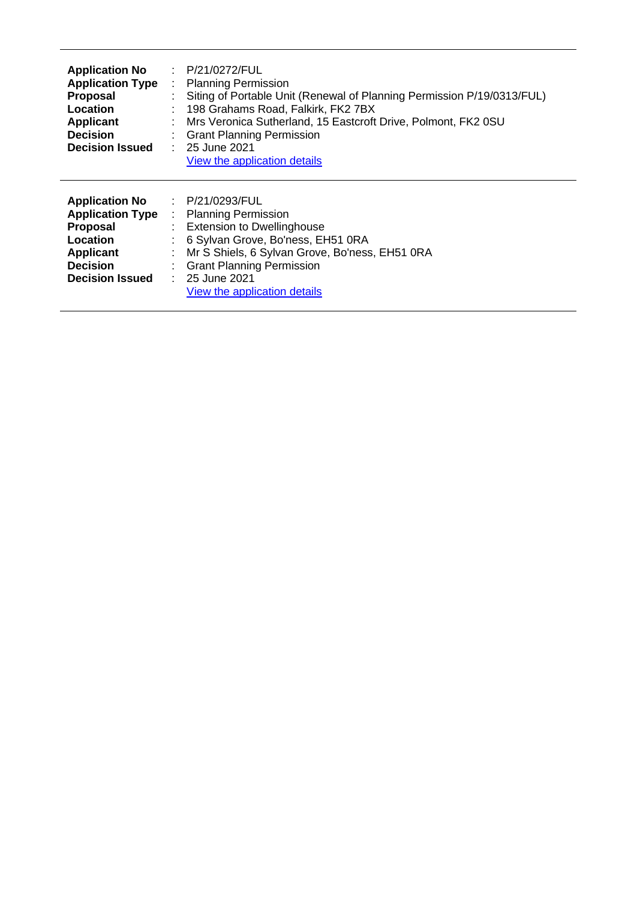---

**Application No** : P/21/0272/FUL
**Application Type** : Planning Permission
**Proposal** : Siting of Portable Unit (Renewal of Planning Permission P/19/0313/FUL)
**Location** : 198 Grahams Road, Falkirk, FK2 7BX
**Applicant** : Mrs Veronica Sutherland, 15 Eastcroft Drive, Polmont, FK2 0SU
**Decision** : Grant Planning Permission
**Decision Issued** : 25 June 2021
View the application details

---

**Application No** : P/21/0293/FUL
**Application Type** : Planning Permission
**Proposal** : Extension to Dwellinghouse
**Location** : 6 Sylvan Grove, Bo'ness, EH51 0RA
**Applicant** : Mr S Shiels, 6 Sylvan Grove, Bo'ness, EH51 0RA
**Decision** : Grant Planning Permission
**Decision Issued** : 25 June 2021
View the application details

---